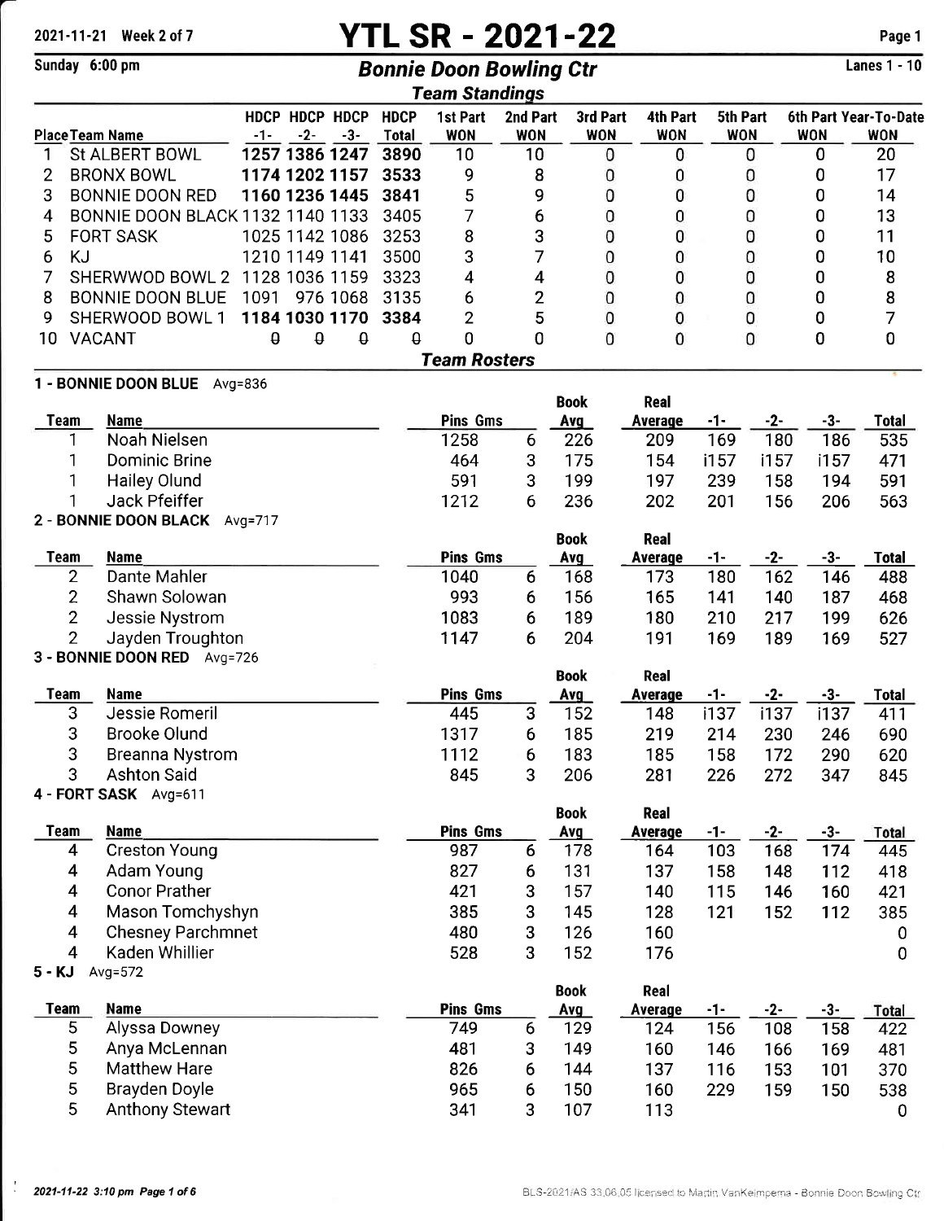2021-11-21 Week 2 of 7

# YTL SR - 2021-22

Sunday 6:00 pm

## Bonnie Doon Bowling Ctr

Lanes 1 - 10

### Team Standings

| Place | Team Name | HDCP -1- | HDCP -2- | HDCP -3- | HDCP Total | 1st Part WON | 2nd Part WON | 3rd Part WON | 4th Part WON | 5th Part WON | 6th Part WON | Year-To-Date WON |
|---|---|---|---|---|---|---|---|---|---|---|---|---|
| 1 | St ALBERT BOWL | **1257** | **1386** | **1247** | **3890** | 10 | 10 | 0 | 0 | 0 | 0 | 20 |
| 2 | BRONX BOWL | **1174** | **1202** | **1157** | **3533** | 9 | 8 | 0 | 0 | 0 | 0 | 17 |
| 3 | BONNIE DOON RED | **1160** | **1236** | **1445** | **3841** | 5 | 9 | 0 | 0 | 0 | 0 | 14 |
| 4 | BONNIE DOON BLACK | 1132 | 1140 | 1133 | 3405 | 7 | 6 | 0 | 0 | 0 | 0 | 13 |
| 5 | FORT SASK | 1025 | 1142 | 1086 | 3253 | 8 | 3 | 0 | 0 | 0 | 0 | 11 |
| 6 | KJ | 1210 | 1149 | 1141 | 3500 | 3 | 7 | 0 | 0 | 0 | 0 | 10 |
| 7 | SHERWWOD BOWL 2 | 1128 | 1036 | 1159 | 3323 | 4 | 4 | 0 | 0 | 0 | 0 | 8 |
| 8 | BONNIE DOON BLUE | 1091 | 976 | 1068 | 3135 | 6 | 2 | 0 | 0 | 0 | 0 | 8 |
| 9 | SHERWOOD BOWL 1 | **1184** | **1030** | **1170** | **3384** | 2 | 5 | 0 | 0 | 0 | 0 | 7 |
| 10 | VACANT | ~~0~~ | ~~0~~ | ~~0~~ | ~~0~~ | 0 | 0 | 0 | 0 | 0 | 0 | 0 |

### Team Rosters

**1 - BONNIE DOON BLUE** Avg=836

| Team | Name | Pins | Gms | Book Avg | Real Average | -1- | -2- | -3- | Total |
|---|---|---|---|---|---|---|---|---|---|
| 1 | Noah Nielsen | 1258 | 6 | 226 | 209 | 169 | 180 | 186 | 535 |
| 1 | Dominic Brine | 464 | 3 | 175 | 154 | i157 | i157 | i157 | 471 |
| 1 | Hailey Olund | 591 | 3 | 199 | 197 | 239 | 158 | 194 | 591 |
| 1 | Jack Pfeiffer | 1212 | 6 | 236 | 202 | 201 | 156 | 206 | 563 |

**2 - BONNIE DOON BLACK** Avg=717

| Team | Name | Pins | Gms | Book Avg | Real Average | -1- | -2- | -3- | Total |
|---|---|---|---|---|---|---|---|---|---|
| 2 | Dante Mahler | 1040 | 6 | 168 | 173 | 180 | 162 | 146 | 488 |
| 2 | Shawn Solowan | 993 | 6 | 156 | 165 | 141 | 140 | 187 | 468 |
| 2 | Jessie Nystrom | 1083 | 6 | 189 | 180 | 210 | 217 | 199 | 626 |
| 2 | Jayden Troughton | 1147 | 6 | 204 | 191 | 169 | 189 | 169 | 527 |

**3 - BONNIE DOON RED** Avg=726

| Team | Name | Pins | Gms | Book Avg | Real Average | -1- | -2- | -3- | Total |
|---|---|---|---|---|---|---|---|---|---|
| 3 | Jessie Romeril | 445 | 3 | 152 | 148 | i137 | i137 | i137 | 411 |
| 3 | Brooke Olund | 1317 | 6 | 185 | 219 | 214 | 230 | 246 | 690 |
| 3 | Breanna Nystrom | 1112 | 6 | 183 | 185 | 158 | 172 | 290 | 620 |
| 3 | Ashton Said | 845 | 3 | 206 | 281 | 226 | 272 | 347 | 845 |

**4 - FORT SASK** Avg=611

| Team | Name | Pins | Gms | Book Avg | Real Average | -1- | -2- | -3- | Total |
|---|---|---|---|---|---|---|---|---|---|
| 4 | Creston Young | 987 | 6 | 178 | 164 | 103 | 168 | 174 | 445 |
| 4 | Adam Young | 827 | 6 | 131 | 137 | 158 | 148 | 112 | 418 |
| 4 | Conor Prather | 421 | 3 | 157 | 140 | 115 | 146 | 160 | 421 |
| 4 | Mason Tomchyshyn | 385 | 3 | 145 | 128 | 121 | 152 | 112 | 385 |
| 4 | Chesney Parchmnet | 480 | 3 | 126 | 160 | | | | 0 |
| 4 | Kaden Whillier | 528 | 3 | 152 | 176 | | | | 0 |

**5 - KJ** Avg=572

| Team | Name | Pins | Gms | Book Avg | Real Average | -1- | -2- | -3- | Total |
|---|---|---|---|---|---|---|---|---|---|
| 5 | Alyssa Downey | 749 | 6 | 129 | 124 | 156 | 108 | 158 | 422 |
| 5 | Anya McLennan | 481 | 3 | 149 | 160 | 146 | 166 | 169 | 481 |
| 5 | Matthew Hare | 826 | 6 | 144 | 137 | 116 | 153 | 101 | 370 |
| 5 | Brayden Doyle | 965 | 6 | 150 | 160 | 229 | 159 | 150 | 538 |
| 5 | Anthony Stewart | 341 | 3 | 107 | 113 | | | | 0 |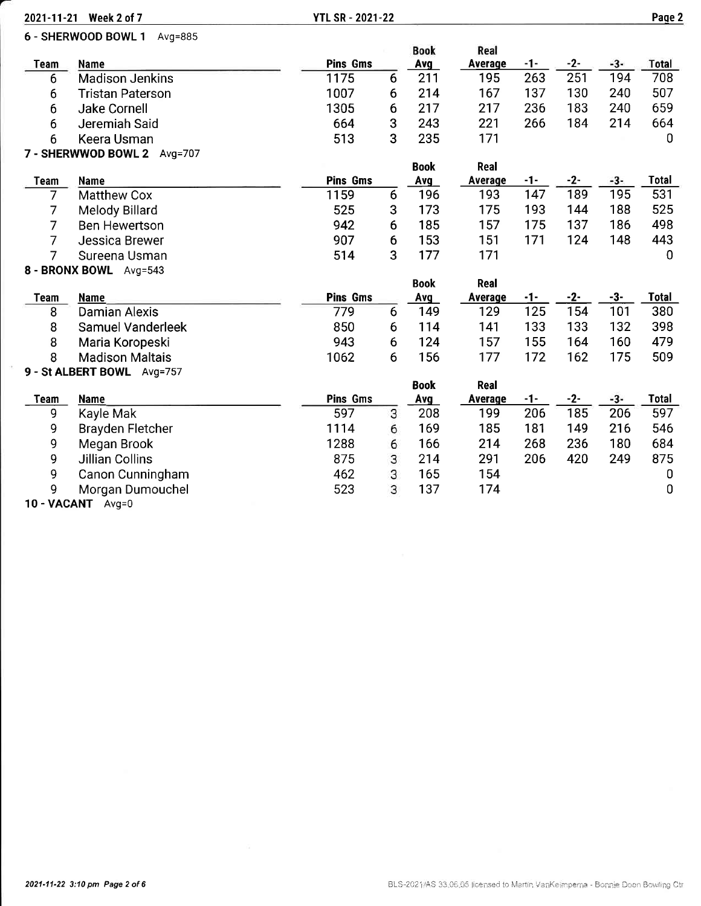## 6 - SHERWOOD BOWL 1 Avg=885

| Team | Name | Pins | Gms | Book Avg | Real Average | -1- | -2- | -3- | Total |
|---|---|---|---|---|---|---|---|---|---|
| 6 | Madison Jenkins | 1175 | 6 | 211 | 195 | 263 | 251 | 194 | 708 |
| 6 | Tristan Paterson | 1007 | 6 | 214 | 167 | 137 | 130 | 240 | 507 |
| 6 | Jake Cornell | 1305 | 6 | 217 | 217 | 236 | 183 | 240 | 659 |
| 6 | Jeremiah Said | 664 | 3 | 243 | 221 | 266 | 184 | 214 | 664 |
| 6 | Keera Usman | 513 | 3 | 235 | 171 | | | | 0 |

## 7 - SHERWWOD BOWL 2 Avg=707

| Team | Name | Pins | Gms | Book Avg | Real Average | -1- | -2- | -3- | Total |
|---|---|---|---|---|---|---|---|---|---|
| 7 | Matthew Cox | 1159 | 6 | 196 | 193 | 147 | 189 | 195 | 531 |
| 7 | Melody Billard | 525 | 3 | 173 | 175 | 193 | 144 | 188 | 525 |
| 7 | Ben Hewertson | 942 | 6 | 185 | 157 | 175 | 137 | 186 | 498 |
| 7 | Jessica Brewer | 907 | 6 | 153 | 151 | 171 | 124 | 148 | 443 |
| 7 | Sureena Usman | 514 | 3 | 177 | 171 | | | | 0 |

## 8 - BRONX BOWL Avg=543

| Team | Name | Pins | Gms | Book Avg | Real Average | -1- | -2- | -3- | Total |
|---|---|---|---|---|---|---|---|---|---|
| 8 | Damian Alexis | 779 | 6 | 149 | 129 | 125 | 154 | 101 | 380 |
| 8 | Samuel Vanderleek | 850 | 6 | 114 | 141 | 133 | 133 | 132 | 398 |
| 8 | Maria Koropeski | 943 | 6 | 124 | 157 | 155 | 164 | 160 | 479 |
| 8 | Madison Maltais | 1062 | 6 | 156 | 177 | 172 | 162 | 175 | 509 |

## 9 - St ALBERT BOWL Avg=757

| Team | Name | Pins | Gms | Book Avg | Real Average | -1- | -2- | -3- | Total |
|---|---|---|---|---|---|---|---|---|---|
| 9 | Kayle Mak | 597 | 3 | 208 | 199 | 206 | 185 | 206 | 597 |
| 9 | Brayden Fletcher | 1114 | 6 | 169 | 185 | 181 | 149 | 216 | 546 |
| 9 | Megan Brook | 1288 | 6 | 166 | 214 | 268 | 236 | 180 | 684 |
| 9 | Jillian Collins | 875 | 3 | 214 | 291 | 206 | 420 | 249 | 875 |
| 9 | Canon Cunningham | 462 | 3 | 165 | 154 | | | | 0 |
| 9 | Morgan Dumouchel | 523 | 3 | 137 | 174 | | | | 0 |

## 10 - VACANT Avg=0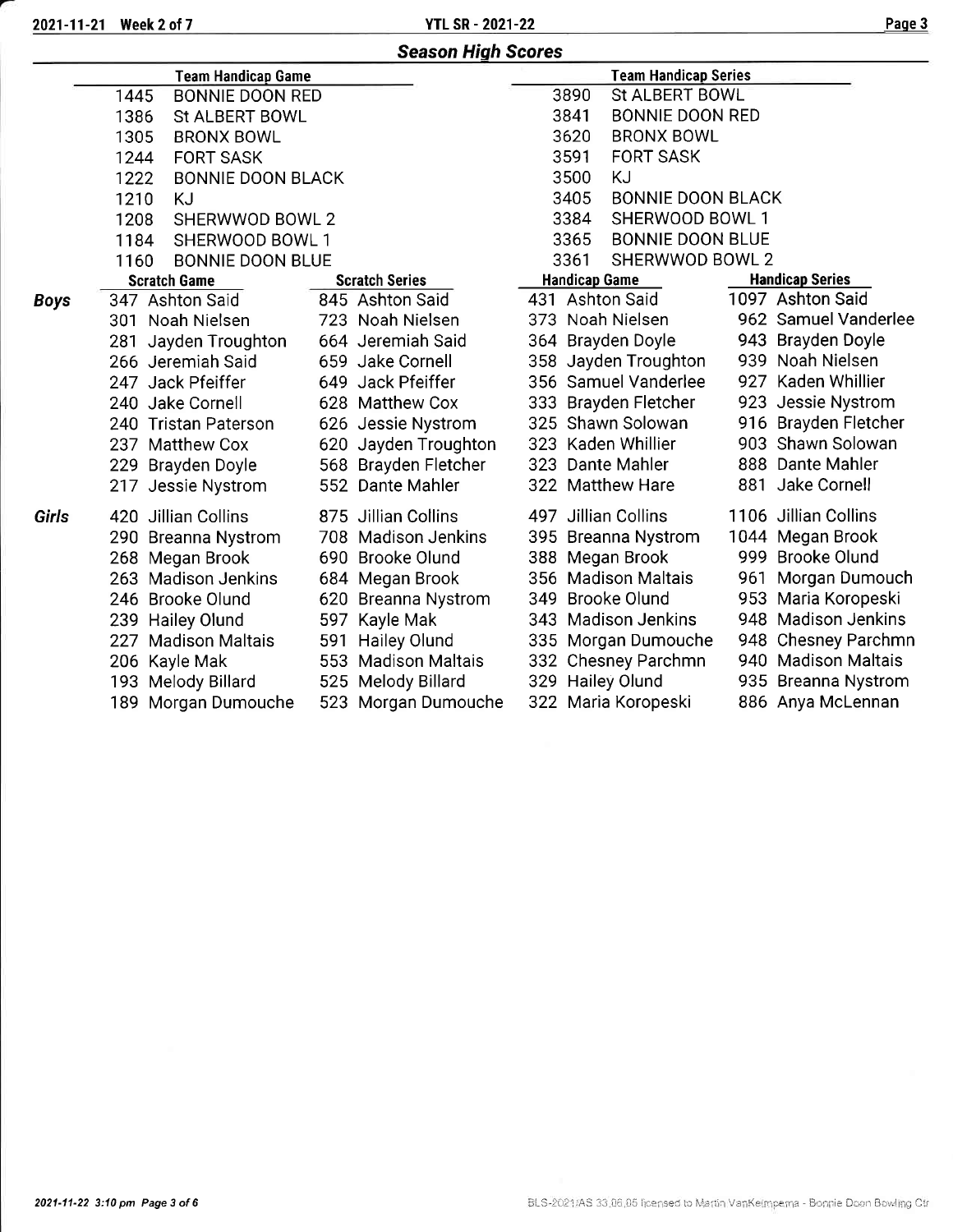## Season High Scores

| Team Handicap Game | | Team Handicap Series | |
|---|---|---|---|
| 1445 | BONNIE DOON RED | 3890 | St ALBERT BOWL |
| 1386 | St ALBERT BOWL | 3841 | BONNIE DOON RED |
| 1305 | BRONX BOWL | 3620 | BRONX BOWL |
| 1244 | FORT SASK | 3591 | FORT SASK |
| 1222 | BONNIE DOON BLACK | 3500 | KJ |
| 1210 | KJ | 3405 | BONNIE DOON BLACK |
| 1208 | SHERWWOD BOWL 2 | 3384 | SHERWOOD BOWL 1 |
| 1184 | SHERWOOD BOWL 1 | 3365 | BONNIE DOON BLUE |
| 1160 | BONNIE DOON BLUE | 3361 | SHERWWOD BOWL 2 |

| | Scratch Game | Scratch Series | Handicap Game | Handicap Series |
|---|---|---|---|---|
| **Boys** | 347 Ashton Said | 845 Ashton Said | 431 Ashton Said | 1097 Ashton Said |
| | 301 Noah Nielsen | 723 Noah Nielsen | 373 Noah Nielsen | 962 Samuel Vanderlee |
| | 281 Jayden Troughton | 664 Jeremiah Said | 364 Brayden Doyle | 943 Brayden Doyle |
| | 266 Jeremiah Said | 659 Jake Cornell | 358 Jayden Troughton | 939 Noah Nielsen |
| | 247 Jack Pfeiffer | 649 Jack Pfeiffer | 356 Samuel Vanderlee | 927 Kaden Whillier |
| | 240 Jake Cornell | 628 Matthew Cox | 333 Brayden Fletcher | 923 Jessie Nystrom |
| | 240 Tristan Paterson | 626 Jessie Nystrom | 325 Shawn Solowan | 916 Brayden Fletcher |
| | 237 Matthew Cox | 620 Jayden Troughton | 323 Kaden Whillier | 903 Shawn Solowan |
| | 229 Brayden Doyle | 568 Brayden Fletcher | 323 Dante Mahler | 888 Dante Mahler |
| | 217 Jessie Nystrom | 552 Dante Mahler | 322 Matthew Hare | 881 Jake Cornell |
| **Girls** | 420 Jillian Collins | 875 Jillian Collins | 497 Jillian Collins | 1106 Jillian Collins |
| | 290 Breanna Nystrom | 708 Madison Jenkins | 395 Breanna Nystrom | 1044 Megan Brook |
| | 268 Megan Brook | 690 Brooke Olund | 388 Megan Brook | 999 Brooke Olund |
| | 263 Madison Jenkins | 684 Megan Brook | 356 Madison Maltais | 961 Morgan Dumouch |
| | 246 Brooke Olund | 620 Breanna Nystrom | 349 Brooke Olund | 953 Maria Koropeski |
| | 239 Hailey Olund | 597 Kayle Mak | 343 Madison Jenkins | 948 Madison Jenkins |
| | 227 Madison Maltais | 591 Hailey Olund | 335 Morgan Dumouche | 948 Chesney Parchmn |
| | 206 Kayle Mak | 553 Madison Maltais | 332 Chesney Parchmn | 940 Madison Maltais |
| | 193 Melody Billard | 525 Melody Billard | 329 Hailey Olund | 935 Breanna Nystrom |
| | 189 Morgan Dumouche | 523 Morgan Dumouche | 322 Maria Koropeski | 886 Anya McLennan |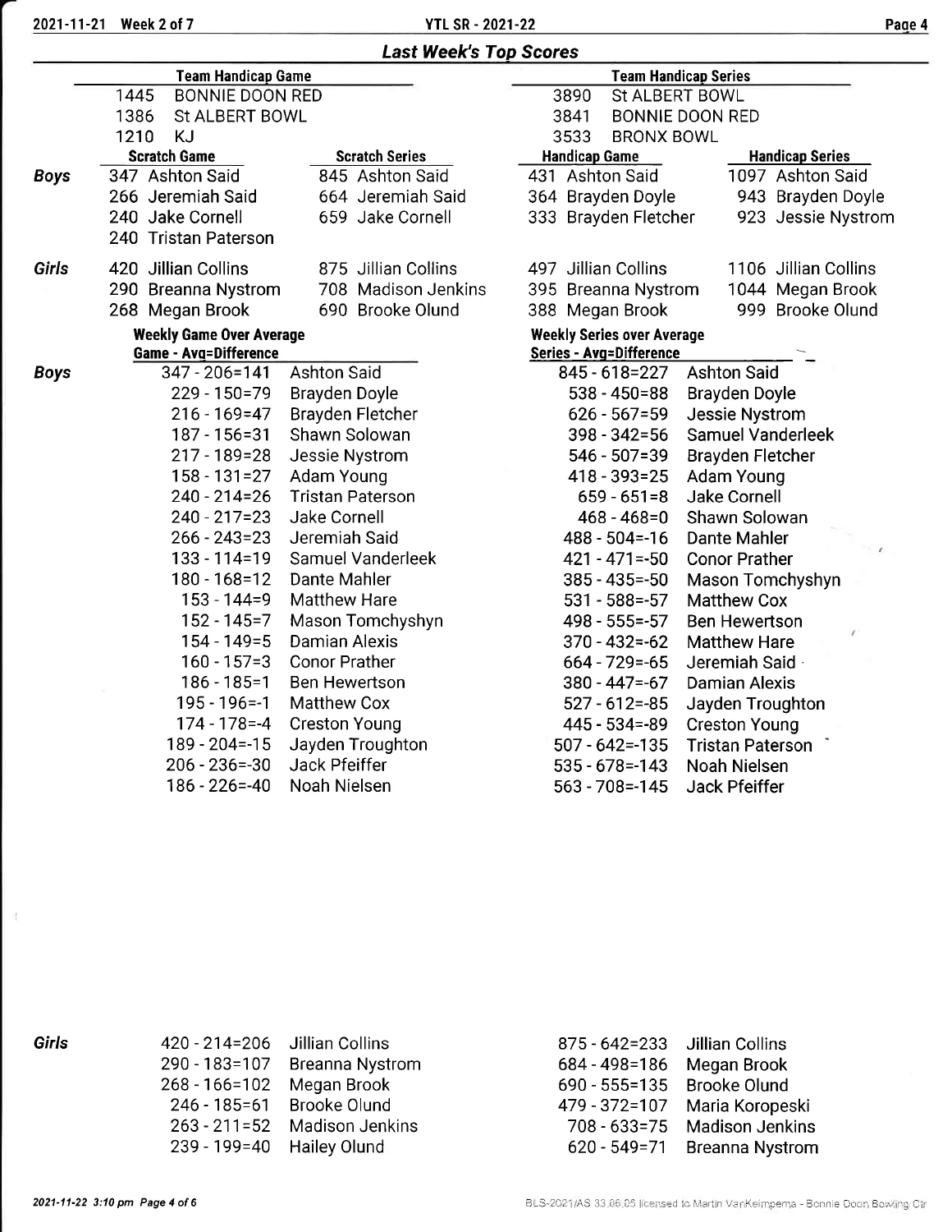## Last Week's Top Scores

| Team Handicap Game | | Team Handicap Series | |
|---|---|---|---|
| 1445 | BONNIE DOON RED | 3890 | St ALBERT BOWL |
| 1386 | St ALBERT BOWL | 3841 | BONNIE DOON RED |
| 1210 | KJ | 3533 | BRONX BOWL |

| | Scratch Game | Scratch Series | Handicap Game | Handicap Series |
|---|---|---|---|---|
| **Boys** | 347 Ashton Said | 845 Ashton Said | 431 Ashton Said | 1097 Ashton Said |
| | 266 Jeremiah Said | 664 Jeremiah Said | 364 Brayden Doyle | 943 Brayden Doyle |
| | 240 Jake Cornell | 659 Jake Cornell | 333 Brayden Fletcher | 923 Jessie Nystrom |
| | 240 Tristan Paterson | | | |
| **Girls** | 420 Jillian Collins | 875 Jillian Collins | 497 Jillian Collins | 1106 Jillian Collins |
| | 290 Breanna Nystrom | 708 Madison Jenkins | 395 Breanna Nystrom | 1044 Megan Brook |
| | 268 Megan Brook | 690 Brooke Olund | 388 Megan Brook | 999 Brooke Olund |

### Weekly Game Over Average / Weekly Series over Average

| | Game - Avg=Difference | | Series - Avg=Difference | |
|---|---|---|---|---|
| **Boys** | 347 - 206=141 | Ashton Said | 845 - 618=227 | Ashton Said |
| | 229 - 150=79 | Brayden Doyle | 538 - 450=88 | Brayden Doyle |
| | 216 - 169=47 | Brayden Fletcher | 626 - 567=59 | Jessie Nystrom |
| | 187 - 156=31 | Shawn Solowan | 398 - 342=56 | Samuel Vanderleek |
| | 217 - 189=28 | Jessie Nystrom | 546 - 507=39 | Brayden Fletcher |
| | 158 - 131=27 | Adam Young | 418 - 393=25 | Adam Young |
| | 240 - 214=26 | Tristan Paterson | 659 - 651=8 | Jake Cornell |
| | 240 - 217=23 | Jake Cornell | 468 - 468=0 | Shawn Solowan |
| | 266 - 243=23 | Jeremiah Said | 488 - 504=-16 | Dante Mahler |
| | 133 - 114=19 | Samuel Vanderleek | 421 - 471=-50 | Conor Prather |
| | 180 - 168=12 | Dante Mahler | 385 - 435=-50 | Mason Tomchyshyn |
| | 153 - 144=9 | Matthew Hare | 531 - 588=-57 | Matthew Cox |
| | 152 - 145=7 | Mason Tomchyshyn | 498 - 555=-57 | Ben Hewertson |
| | 154 - 149=5 | Damian Alexis | 370 - 432=-62 | Matthew Hare |
| | 160 - 157=3 | Conor Prather | 664 - 729=-65 | Jeremiah Said |
| | 186 - 185=1 | Ben Hewertson | 380 - 447=-67 | Damian Alexis |
| | 195 - 196=-1 | Matthew Cox | 527 - 612=-85 | Jayden Troughton |
| | 174 - 178=-4 | Creston Young | 445 - 534=-89 | Creston Young |
| | 189 - 204=-15 | Jayden Troughton | 507 - 642=-135 | Tristan Paterson |
| | 206 - 236=-30 | Jack Pfeiffer | 535 - 678=-143 | Noah Nielsen |
| | 186 - 226=-40 | Noah Nielsen | 563 - 708=-145 | Jack Pfeiffer |
| **Girls** | 420 - 214=206 | Jillian Collins | 875 - 642=233 | Jillian Collins |
| | 290 - 183=107 | Breanna Nystrom | 684 - 498=186 | Megan Brook |
| | 268 - 166=102 | Megan Brook | 690 - 555=135 | Brooke Olund |
| | 246 - 185=61 | Brooke Olund | 479 - 372=107 | Maria Koropeski |
| | 263 - 211=52 | Madison Jenkins | 708 - 633=75 | Madison Jenkins |
| | 239 - 199=40 | Hailey Olund | 620 - 549=71 | Breanna Nystrom |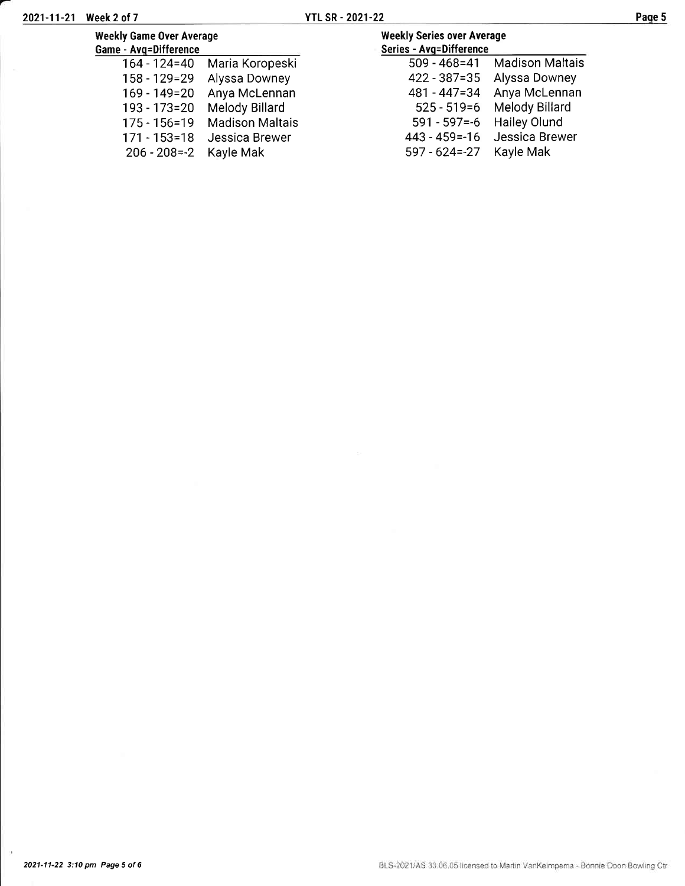### Weekly Game Over Average

| Game - Avg=Difference | |
|---|---|
| 164 - 124=40 | Maria Koropeski |
| 158 - 129=29 | Alyssa Downey |
| 169 - 149=20 | Anya McLennan |
| 193 - 173=20 | Melody Billard |
| 175 - 156=19 | Madison Maltais |
| 171 - 153=18 | Jessica Brewer |
| 206 - 208=-2 | Kayle Mak |

### Weekly Series over Average

| Series - Avg=Difference | |
|---|---|
| 509 - 468=41 | Madison Maltais |
| 422 - 387=35 | Alyssa Downey |
| 481 - 447=34 | Anya McLennan |
| 525 - 519=6 | Melody Billard |
| 591 - 597=-6 | Hailey Olund |
| 443 - 459=-16 | Jessica Brewer |
| 597 - 624=-27 | Kayle Mak |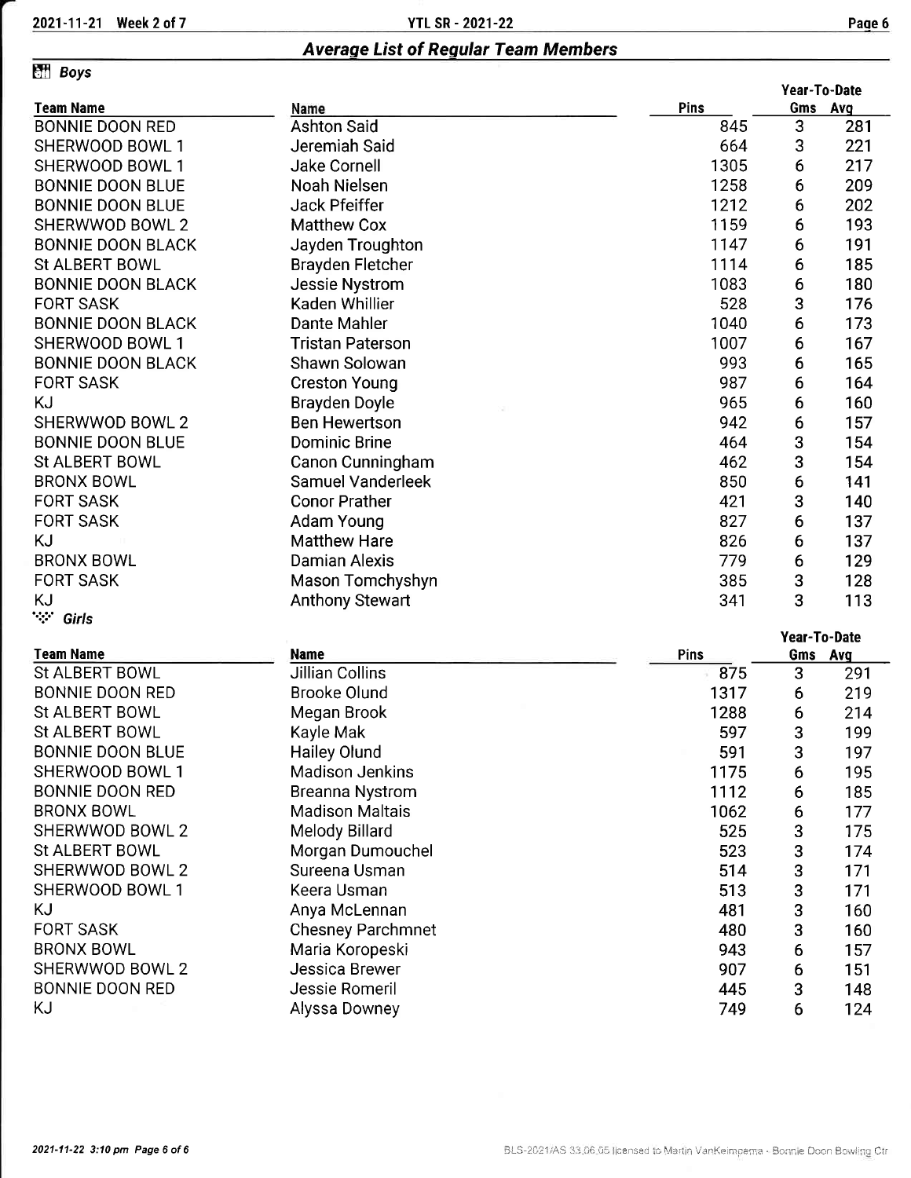## Average List of Regular Team Members

### Boys

| Team Name | Name | Pins | Year-To-Date Gms | Year-To-Date Avg |
|---|---|---|---|---|
| BONNIE DOON RED | Ashton Said | 845 | 3 | 281 |
| SHERWOOD BOWL 1 | Jeremiah Said | 664 | 3 | 221 |
| SHERWOOD BOWL 1 | Jake Cornell | 1305 | 6 | 217 |
| BONNIE DOON BLUE | Noah Nielsen | 1258 | 6 | 209 |
| BONNIE DOON BLUE | Jack Pfeiffer | 1212 | 6 | 202 |
| SHERWWOD BOWL 2 | Matthew Cox | 1159 | 6 | 193 |
| BONNIE DOON BLACK | Jayden Troughton | 1147 | 6 | 191 |
| St ALBERT BOWL | Brayden Fletcher | 1114 | 6 | 185 |
| BONNIE DOON BLACK | Jessie Nystrom | 1083 | 6 | 180 |
| FORT SASK | Kaden Whillier | 528 | 3 | 176 |
| BONNIE DOON BLACK | Dante Mahler | 1040 | 6 | 173 |
| SHERWOOD BOWL 1 | Tristan Paterson | 1007 | 6 | 167 |
| BONNIE DOON BLACK | Shawn Solowan | 993 | 6 | 165 |
| FORT SASK | Creston Young | 987 | 6 | 164 |
| KJ | Brayden Doyle | 965 | 6 | 160 |
| SHERWWOD BOWL 2 | Ben Hewertson | 942 | 6 | 157 |
| BONNIE DOON BLUE | Dominic Brine | 464 | 3 | 154 |
| St ALBERT BOWL | Canon Cunningham | 462 | 3 | 154 |
| BRONX BOWL | Samuel Vanderleek | 850 | 6 | 141 |
| FORT SASK | Conor Prather | 421 | 3 | 140 |
| FORT SASK | Adam Young | 827 | 6 | 137 |
| KJ | Matthew Hare | 826 | 6 | 137 |
| BRONX BOWL | Damian Alexis | 779 | 6 | 129 |
| FORT SASK | Mason Tomchyshyn | 385 | 3 | 128 |
| KJ | Anthony Stewart | 341 | 3 | 113 |

### Girls

| Team Name | Name | Pins | Year-To-Date Gms | Year-To-Date Avg |
|---|---|---|---|---|
| St ALBERT BOWL | Jillian Collins | 875 | 3 | 291 |
| BONNIE DOON RED | Brooke Olund | 1317 | 6 | 219 |
| St ALBERT BOWL | Megan Brook | 1288 | 6 | 214 |
| St ALBERT BOWL | Kayle Mak | 597 | 3 | 199 |
| BONNIE DOON BLUE | Hailey Olund | 591 | 3 | 197 |
| SHERWOOD BOWL 1 | Madison Jenkins | 1175 | 6 | 195 |
| BONNIE DOON RED | Breanna Nystrom | 1112 | 6 | 185 |
| BRONX BOWL | Madison Maltais | 1062 | 6 | 177 |
| SHERWWOD BOWL 2 | Melody Billard | 525 | 3 | 175 |
| St ALBERT BOWL | Morgan Dumouchel | 523 | 3 | 174 |
| SHERWWOD BOWL 2 | Sureena Usman | 514 | 3 | 171 |
| SHERWOOD BOWL 1 | Keera Usman | 513 | 3 | 171 |
| KJ | Anya McLennan | 481 | 3 | 160 |
| FORT SASK | Chesney Parchmnet | 480 | 3 | 160 |
| BRONX BOWL | Maria Koropeski | 943 | 6 | 157 |
| SHERWWOD BOWL 2 | Jessica Brewer | 907 | 6 | 151 |
| BONNIE DOON RED | Jessie Romeril | 445 | 3 | 148 |
| KJ | Alyssa Downey | 749 | 6 | 124 |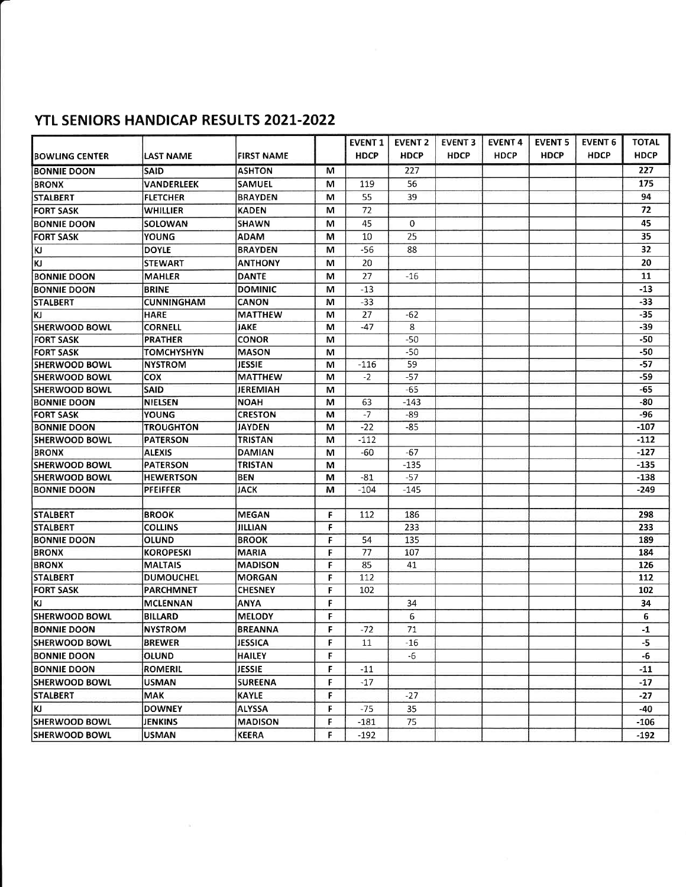## YTL SENIORS HANDICAP RESULTS 2021-2022

| BOWLING CENTER | LAST NAME | FIRST NAME | | EVENT 1 HDCP | EVENT 2 HDCP | EVENT 3 HDCP | EVENT 4 HDCP | EVENT 5 HDCP | EVENT 6 HDCP | TOTAL HDCP |
|---|---|---|---|---|---|---|---|---|---|---|
| BONNIE DOON | SAID | ASHTON | M | | 227 | | | | | 227 |
| BRONX | VANDERLEEK | SAMUEL | M | 119 | 56 | | | | | 175 |
| STALBERT | FLETCHER | BRAYDEN | M | 55 | 39 | | | | | 94 |
| FORT SASK | WHILLIER | KADEN | M | 72 | | | | | | 72 |
| BONNIE DOON | SOLOWAN | SHAWN | M | 45 | 0 | | | | | 45 |
| FORT SASK | YOUNG | ADAM | M | 10 | 25 | | | | | 35 |
| KJ | DOYLE | BRAYDEN | M | -56 | 88 | | | | | 32 |
| KJ | STEWART | ANTHONY | M | 20 | | | | | | 20 |
| BONNIE DOON | MAHLER | DANTE | M | 27 | -16 | | | | | 11 |
| BONNIE DOON | BRINE | DOMINIC | M | -13 | | | | | | -13 |
| STALBERT | CUNNINGHAM | CANON | M | -33 | | | | | | -33 |
| KJ | HARE | MATTHEW | M | 27 | -62 | | | | | -35 |
| SHERWOOD BOWL | CORNELL | JAKE | M | -47 | 8 | | | | | -39 |
| FORT SASK | PRATHER | CONOR | M | | -50 | | | | | -50 |
| FORT SASK | TOMCHYSHYN | MASON | M | | -50 | | | | | -50 |
| SHERWOOD BOWL | NYSTROM | JESSIE | M | -116 | 59 | | | | | -57 |
| SHERWOOD BOWL | COX | MATTHEW | M | -2 | -57 | | | | | -59 |
| SHERWOOD BOWL | SAID | JEREMIAH | M | | -65 | | | | | -65 |
| BONNIE DOON | NIELSEN | NOAH | M | 63 | -143 | | | | | -80 |
| FORT SASK | YOUNG | CRESTON | M | -7 | -89 | | | | | -96 |
| BONNIE DOON | TROUGHTON | JAYDEN | M | -22 | -85 | | | | | -107 |
| SHERWOOD BOWL | PATERSON | TRISTAN | M | -112 | | | | | | -112 |
| BRONX | ALEXIS | DAMIAN | M | -60 | -67 | | | | | -127 |
| SHERWOOD BOWL | PATERSON | TRISTAN | M | | -135 | | | | | -135 |
| SHERWOOD BOWL | HEWERTSON | BEN | M | -81 | -57 | | | | | -138 |
| BONNIE DOON | PFEIFFER | JACK | M | -104 | -145 | | | | | -249 |
| | | | | | | | | | | |
| STALBERT | BROOK | MEGAN | F | 112 | 186 | | | | | 298 |
| STALBERT | COLLINS | JILLIAN | F | | 233 | | | | | 233 |
| BONNIE DOON | OLUND | BROOK | F | 54 | 135 | | | | | 189 |
| BRONX | KOROPESKI | MARIA | F | 77 | 107 | | | | | 184 |
| BRONX | MALTAIS | MADISON | F | 85 | 41 | | | | | 126 |
| STALBERT | DUMOUCHEL | MORGAN | F | 112 | | | | | | 112 |
| FORT SASK | PARCHMNET | CHESNEY | F | 102 | | | | | | 102 |
| KJ | MCLENNAN | ANYA | F | | 34 | | | | | 34 |
| SHERWOOD BOWL | BILLARD | MELODY | F | | 6 | | | | | 6 |
| BONNIE DOON | NYSTROM | BREANNA | F | -72 | 71 | | | | | -1 |
| SHERWOOD BOWL | BREWER | JESSICA | F | 11 | -16 | | | | | -5 |
| BONNIE DOON | OLUND | HAILEY | F | | -6 | | | | | -6 |
| BONNIE DOON | ROMERIL | JESSIE | F | -11 | | | | | | -11 |
| SHERWOOD BOWL | USMAN | SUREENA | F | -17 | | | | | | -17 |
| STALBERT | MAK | KAYLE | F | | -27 | | | | | -27 |
| KJ | DOWNEY | ALYSSA | F | -75 | 35 | | | | | -40 |
| SHERWOOD BOWL | JENKINS | MADISON | F | -181 | 75 | | | | | -106 |
| SHERWOOD BOWL | USMAN | KEERA | F | -192 | | | | | | -192 |